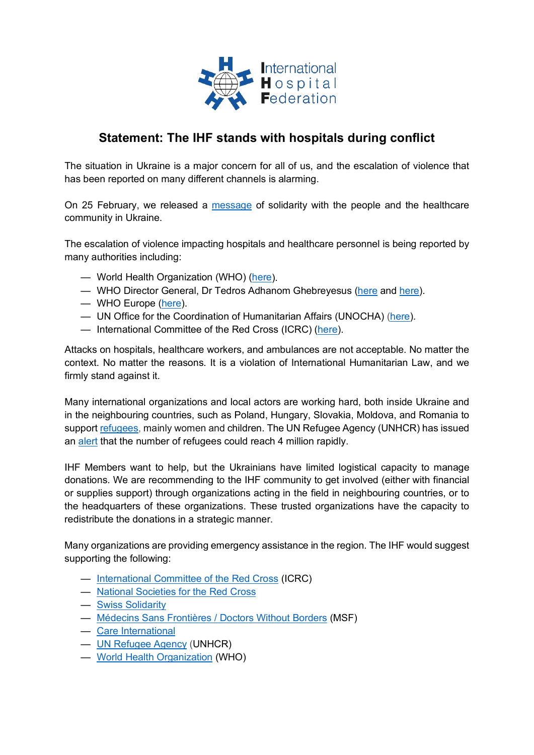International Hospital Federation

# Statement: The IHF stands with hospitals during conflict

The situation in Ukraine is a major concern for all of us, and the escalation of violence that has been reported on many different channels is alarming.

On 25 February, we released a message of solidarity with the people and the healthcare community in Ukraine.

The escalation of violence impacting hospitals and healthcare personnel is being reported by many authorities including:

— World Health Organization (WHO) (here).
— WHO Director General, Dr Tedros Adhanom Ghebreyesus (here and here).
— WHO Europe (here).
— UN Office for the Coordination of Humanitarian Affairs (UNOCHA) (here).
— International Committee of the Red Cross (ICRC) (here).

Attacks on hospitals, healthcare workers, and ambulances are not acceptable. No matter the context. No matter the reasons. It is a violation of International Humanitarian Law, and we firmly stand against it.

Many international organizations and local actors are working hard, both inside Ukraine and in the neighbouring countries, such as Poland, Hungary, Slovakia, Moldova, and Romania to support refugees, mainly women and children. The UN Refugee Agency (UNHCR) has issued an alert that the number of refugees could reach 4 million rapidly.

IHF Members want to help, but the Ukrainians have limited logistical capacity to manage donations. We are recommending to the IHF community to get involved (either with financial or supplies support) through organizations acting in the field in neighbouring countries, or to the headquarters of these organizations. These trusted organizations have the capacity to redistribute the donations in a strategic manner.

Many organizations are providing emergency assistance in the region. The IHF would suggest supporting the following:

— International Committee of the Red Cross (ICRC)
— National Societies for the Red Cross
— Swiss Solidarity
— Médecins Sans Frontières / Doctors Without Borders (MSF)
— Care International
— UN Refugee Agency (UNHCR)
— World Health Organization (WHO)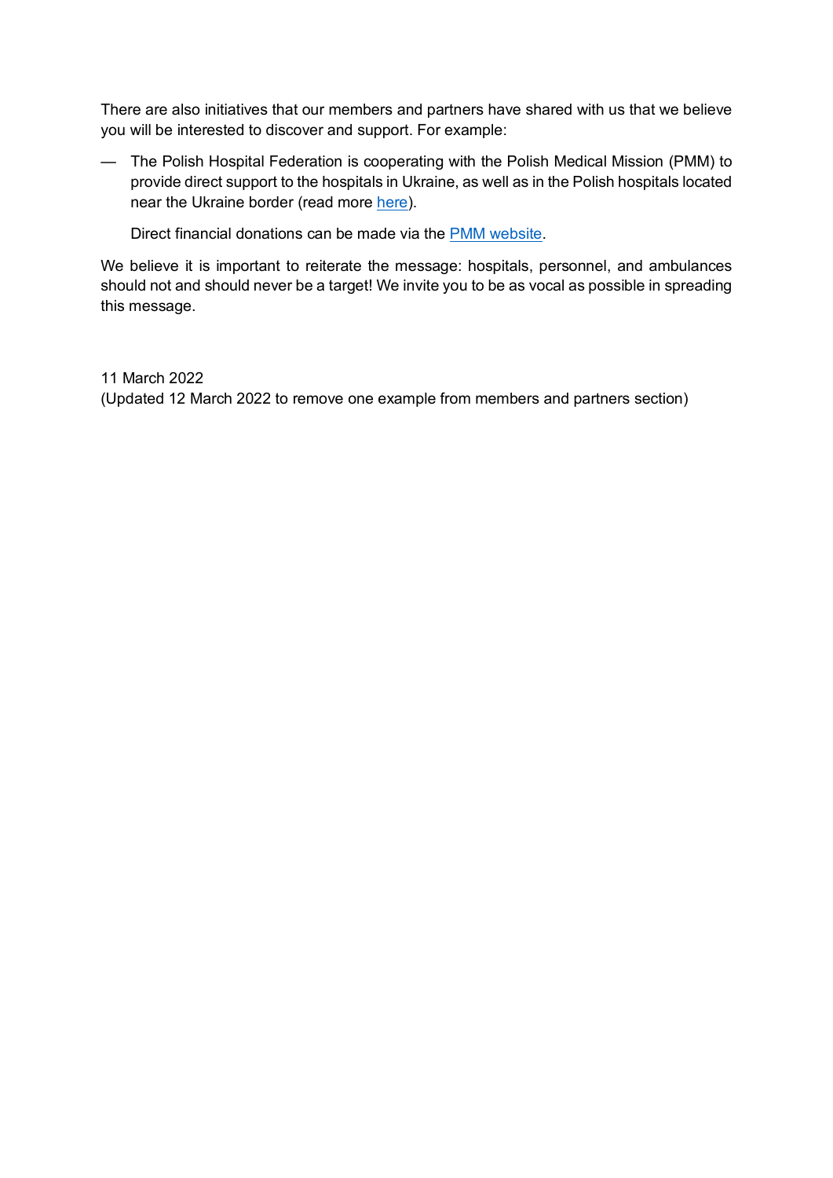There are also initiatives that our members and partners have shared with us that we believe you will be interested to discover and support. For example:

— The Polish Hospital Federation is cooperating with the Polish Medical Mission (PMM) to provide direct support to the hospitals in Ukraine, as well as in the Polish hospitals located near the Ukraine border (read more here).

  Direct financial donations can be made via the PMM website.

We believe it is important to reiterate the message: hospitals, personnel, and ambulances should not and should never be a target! We invite you to be as vocal as possible in spreading this message.

11 March 2022
(Updated 12 March 2022 to remove one example from members and partners section)